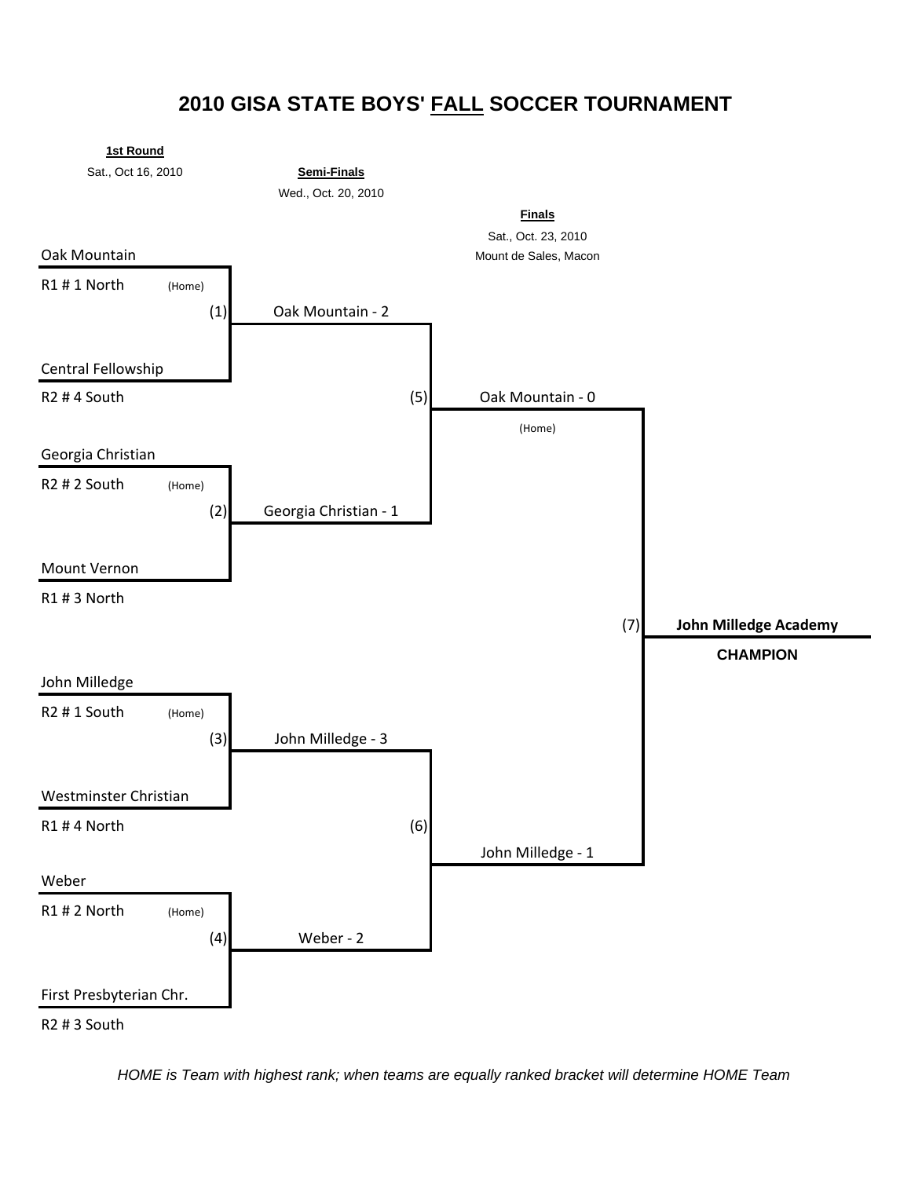# 2010 GISA STATE BOYS' FALL SOCCER TOURNAMENT

**1st Round**
Sat., Oct 16, 2010

**Semi-Finals**
Wed., Oct. 20, 2010

**Finals**
Sat., Oct. 23, 2010
Mount de Sales, Macon

Oak Mountain
R1 # 1 North (Home)
(1) Oak Mountain - 2

Central Fellowship
R2 # 4 South

(5) Oak Mountain - 0 (Home)

Georgia Christian
R2 # 2 South (Home)
(2) Georgia Christian - 1

Mount Vernon
R1 # 3 North

(7) **John Milledge Academy**
**CHAMPION**

John Milledge
R2 # 1 South (Home)
(3) John Milledge - 3

Westminster Christian
R1 # 4 North

(6) John Milledge - 1

Weber
R1 # 2 North (Home)
(4) Weber - 2

First Presbyterian Chr.
R2 # 3 South

*HOME is Team with highest rank; when teams are equally ranked bracket will determine HOME Team*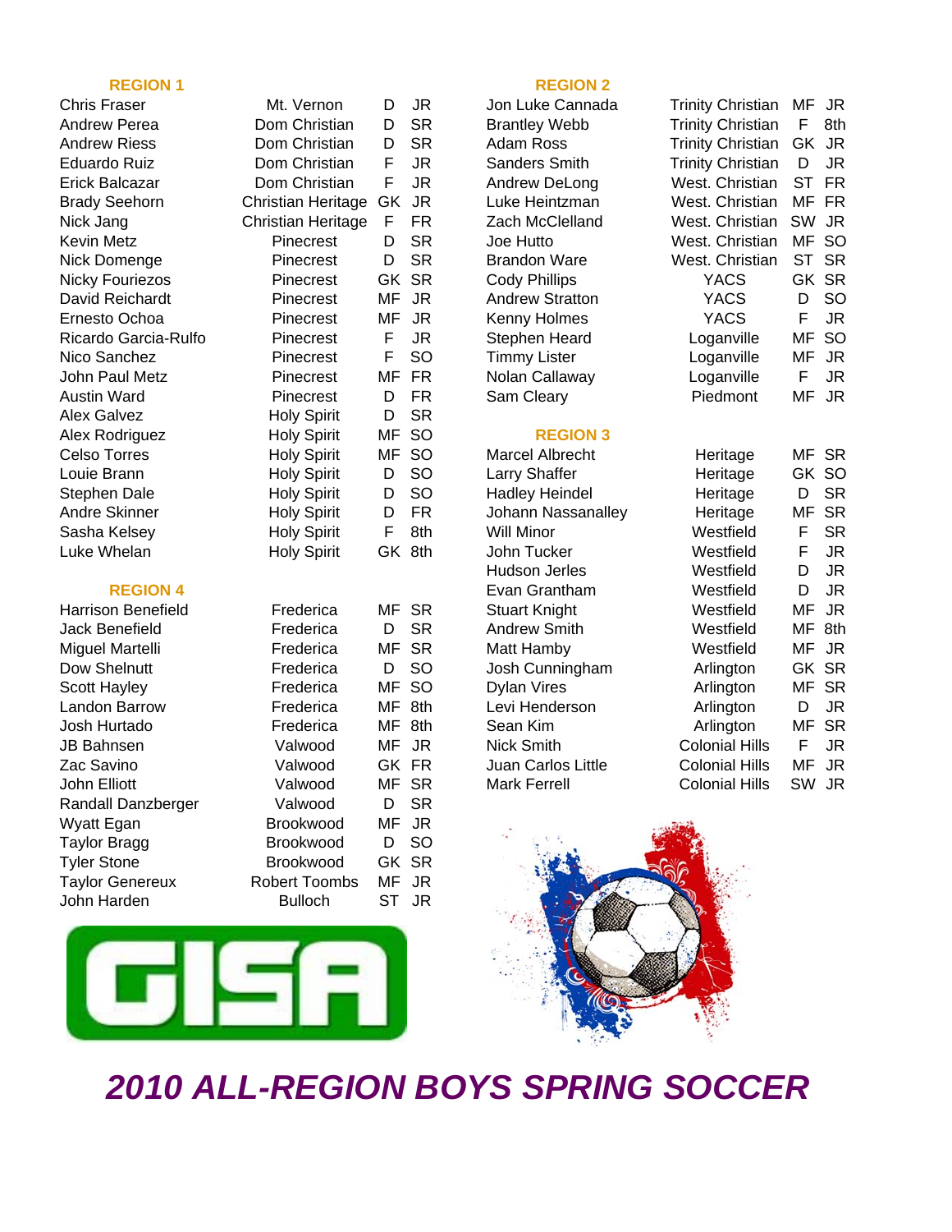# 2010 ALL-REGION BOYS SPRING SOCCER

## REGION 1

| Name | School | Pos | Class |
|---|---|---|---|
| Chris Fraser | Mt. Vernon | D | JR |
| Andrew Perea | Dom Christian | D | SR |
| Andrew Riess | Dom Christian | D | SR |
| Eduardo Ruiz | Dom Christian | F | JR |
| Erick Balcazar | Dom Christian | F | JR |
| Brady Seehorn | Christian Heritage | GK | JR |
| Nick Jang | Christian Heritage | F | FR |
| Kevin Metz | Pinecrest | D | SR |
| Nick Domenge | Pinecrest | D | SR |
| Nicky Fouriezos | Pinecrest | GK | SR |
| David Reichardt | Pinecrest | MF | JR |
| Ernesto Ochoa | Pinecrest | MF | JR |
| Ricardo Garcia-Rulfo | Pinecrest | F | JR |
| Nico Sanchez | Pinecrest | F | SO |
| John Paul Metz | Pinecrest | MF | FR |
| Austin Ward | Pinecrest | D | FR |
| Alex Galvez | Holy Spirit | D | SR |
| Alex Rodriguez | Holy Spirit | MF | SO |
| Celso Torres | Holy Spirit | MF | SO |
| Louie Brann | Holy Spirit | D | SO |
| Stephen Dale | Holy Spirit | D | SO |
| Andre Skinner | Holy Spirit | D | FR |
| Sasha Kelsey | Holy Spirit | F | 8th |
| Luke Whelan | Holy Spirit | GK | 8th |

## REGION 4

| Name | School | Pos | Class |
|---|---|---|---|
| Harrison Benefield | Frederica | MF | SR |
| Jack Benefield | Frederica | D | SR |
| Miguel Martelli | Frederica | MF | SR |
| Dow Shelnutt | Frederica | D | SO |
| Scott Hayley | Frederica | MF | SO |
| Landon Barrow | Frederica | MF | 8th |
| Josh Hurtado | Frederica | MF | 8th |
| JB Bahnsen | Valwood | MF | JR |
| Zac Savino | Valwood | GK | FR |
| John Elliott | Valwood | MF | SR |
| Randall Danzberger | Valwood | D | SR |
| Wyatt Egan | Brookwood | MF | JR |
| Taylor Bragg | Brookwood | D | SO |
| Tyler Stone | Brookwood | GK | SR |
| Taylor Genereux | Robert Toombs | MF | JR |
| John Harden | Bulloch | ST | JR |

## REGION 2

| Name | School | Pos | Class |
|---|---|---|---|
| Jon Luke Cannada | Trinity Christian | MF | JR |
| Brantley Webb | Trinity Christian | F | 8th |
| Adam Ross | Trinity Christian | GK | JR |
| Sanders Smith | Trinity Christian | D | JR |
| Andrew DeLong | West. Christian | ST | FR |
| Luke Heintzman | West. Christian | MF | FR |
| Zach McClelland | West. Christian | SW | JR |
| Joe Hutto | West. Christian | MF | SO |
| Brandon Ware | West. Christian | ST | SR |
| Cody Phillips | YACS | GK | SR |
| Andrew Stratton | YACS | D | SO |
| Kenny Holmes | YACS | F | JR |
| Stephen Heard | Loganville | MF | SO |
| Timmy Lister | Loganville | MF | JR |
| Nolan Callaway | Loganville | F | JR |
| Sam Cleary | Piedmont | MF | JR |

## REGION 3

| Name | School | Pos | Class |
|---|---|---|---|
| Marcel Albrecht | Heritage | MF | SR |
| Larry Shaffer | Heritage | GK | SO |
| Hadley Heindel | Heritage | D | SR |
| Johann Nassanalley | Heritage | MF | SR |
| Will Minor | Westfield | F | SR |
| John Tucker | Westfield | F | JR |
| Hudson Jerles | Westfield | D | JR |
| Evan Grantham | Westfield | D | JR |
| Stuart Knight | Westfield | MF | JR |
| Andrew Smith | Westfield | MF | 8th |
| Matt Hamby | Westfield | MF | JR |
| Josh Cunningham | Arlington | GK | SR |
| Dylan Vires | Arlington | MF | SR |
| Levi Henderson | Arlington | D | JR |
| Sean Kim | Arlington | MF | SR |
| Nick Smith | Colonial Hills | F | JR |
| Juan Carlos Little | Colonial Hills | MF | JR |
| Mark Ferrell | Colonial Hills | SW | JR |

GISA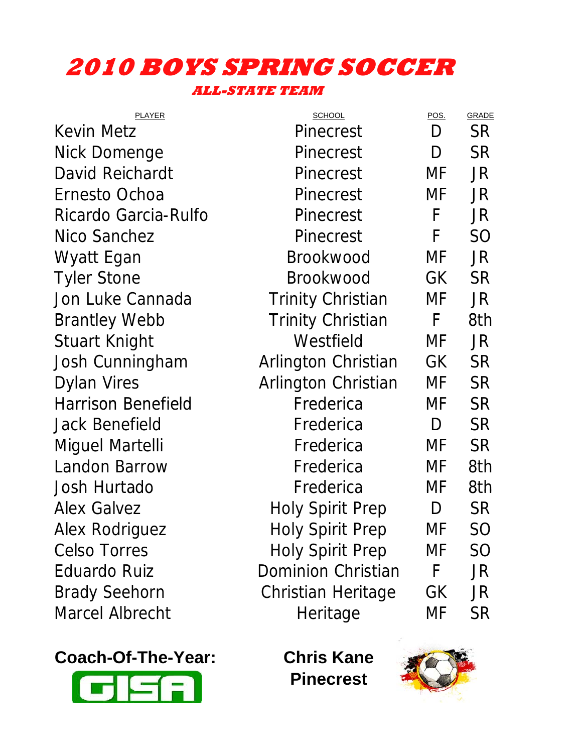# 2010 BOYS SPRING SOCCER

## ALL-STATE TEAM

| PLAYER | SCHOOL | POS. | GRADE |
|---|---|---|---|
| Kevin Metz | Pinecrest | D | SR |
| Nick Domenge | Pinecrest | D | SR |
| David Reichardt | Pinecrest | MF | JR |
| Ernesto Ochoa | Pinecrest | MF | JR |
| Ricardo Garcia-Rulfo | Pinecrest | F | JR |
| Nico Sanchez | Pinecrest | F | SO |
| Wyatt Egan | Brookwood | MF | JR |
| Tyler Stone | Brookwood | GK | SR |
| Jon Luke Cannada | Trinity Christian | MF | JR |
| Brantley Webb | Trinity Christian | F | 8th |
| Stuart Knight | Westfield | MF | JR |
| Josh Cunningham | Arlington Christian | GK | SR |
| Dylan Vires | Arlington Christian | MF | SR |
| Harrison Benefield | Frederica | MF | SR |
| Jack Benefield | Frederica | D | SR |
| Miguel Martelli | Frederica | MF | SR |
| Landon Barrow | Frederica | MF | 8th |
| Josh Hurtado | Frederica | MF | 8th |
| Alex Galvez | Holy Spirit Prep | D | SR |
| Alex Rodriguez | Holy Spirit Prep | MF | SO |
| Celso Torres | Holy Spirit Prep | MF | SO |
| Eduardo Ruiz | Dominion Christian | F | JR |
| Brady Seehorn | Christian Heritage | GK | JR |
| Marcel Albrecht | Heritage | MF | SR |

**Coach-Of-The-Year:** **Chris Kane**
**Pinecrest**

GISA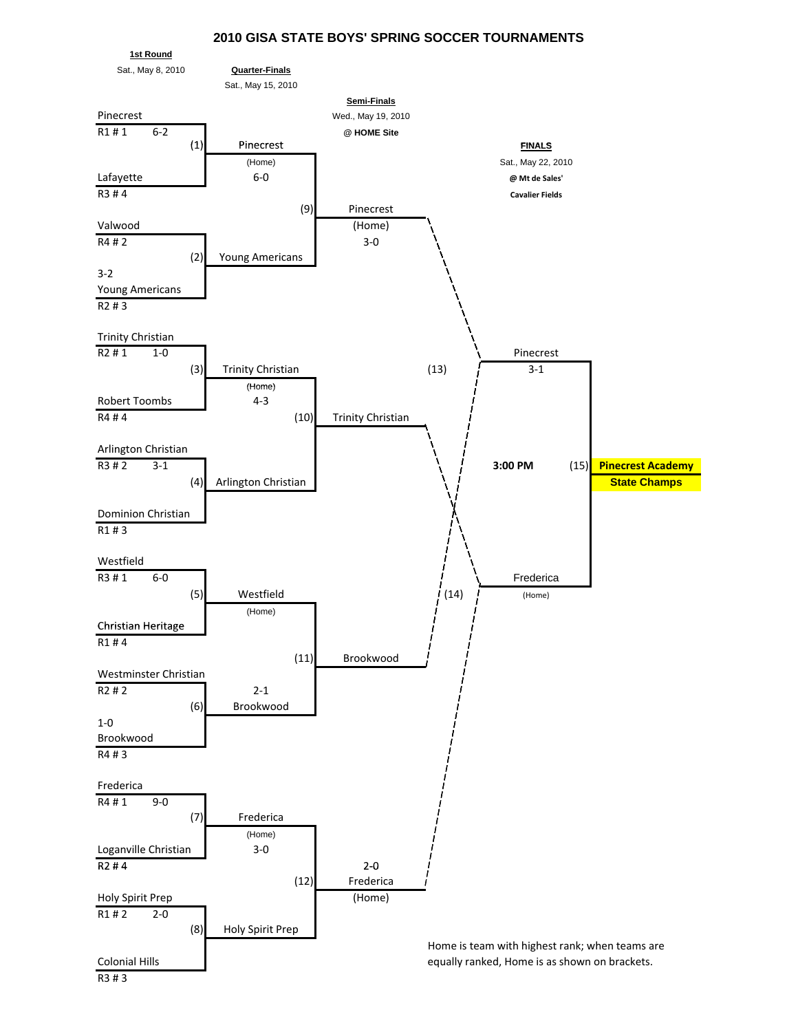# 2010 GISA STATE BOYS' SPRING SOCCER TOURNAMENTS

**1st Round**
Sat., May 8, 2010

**Quarter-Finals**
Sat., May 15, 2010

**Semi-Finals**
Wed., May 19, 2010
**@ HOME Site**

**FINALS**
Sat., May 22, 2010
**@ Mt de Sales' Cavalier Fields**

Pinecrest
R1 # 1 6-2
(1)
Lafayette
R3 # 4

Pinecrest
(Home)
6-0

Valwood
R4 # 2
(2)
3-2
Young Americans
R2 # 3

Young Americans

(9)
Pinecrest
(Home)
3-0

Trinity Christian
R2 # 1 1-0
(3)
Robert Toombs
R4 # 4

Trinity Christian
(Home)
4-3

Arlington Christian
R3 # 2 3-1
(4)
Dominion Christian
R1 # 3

Arlington Christian

(10)
Trinity Christian

(13)
Pinecrest
3-1

**3:00 PM**
(15)
**Pinecrest Academy State Champs**

Westfield
R3 # 1 6-0
(5)
Christian Heritage
R1 # 4

Westfield
(Home)

Westminster Christian
R2 # 2
(6)
1-0
Brookwood
R4 # 3

2-1
Brookwood

(11)
Brookwood

(14)
Frederica
(Home)

Frederica
R4 # 1 9-0
(7)
Loganville Christian
R2 # 4

Frederica
(Home)
3-0

Holy Spirit Prep
R1 # 2 2-0
(8)
Colonial Hills
R3 # 3

Holy Spirit Prep

(12)
2-0
Frederica
(Home)

Home is team with highest rank; when teams are equally ranked, Home is as shown on brackets.